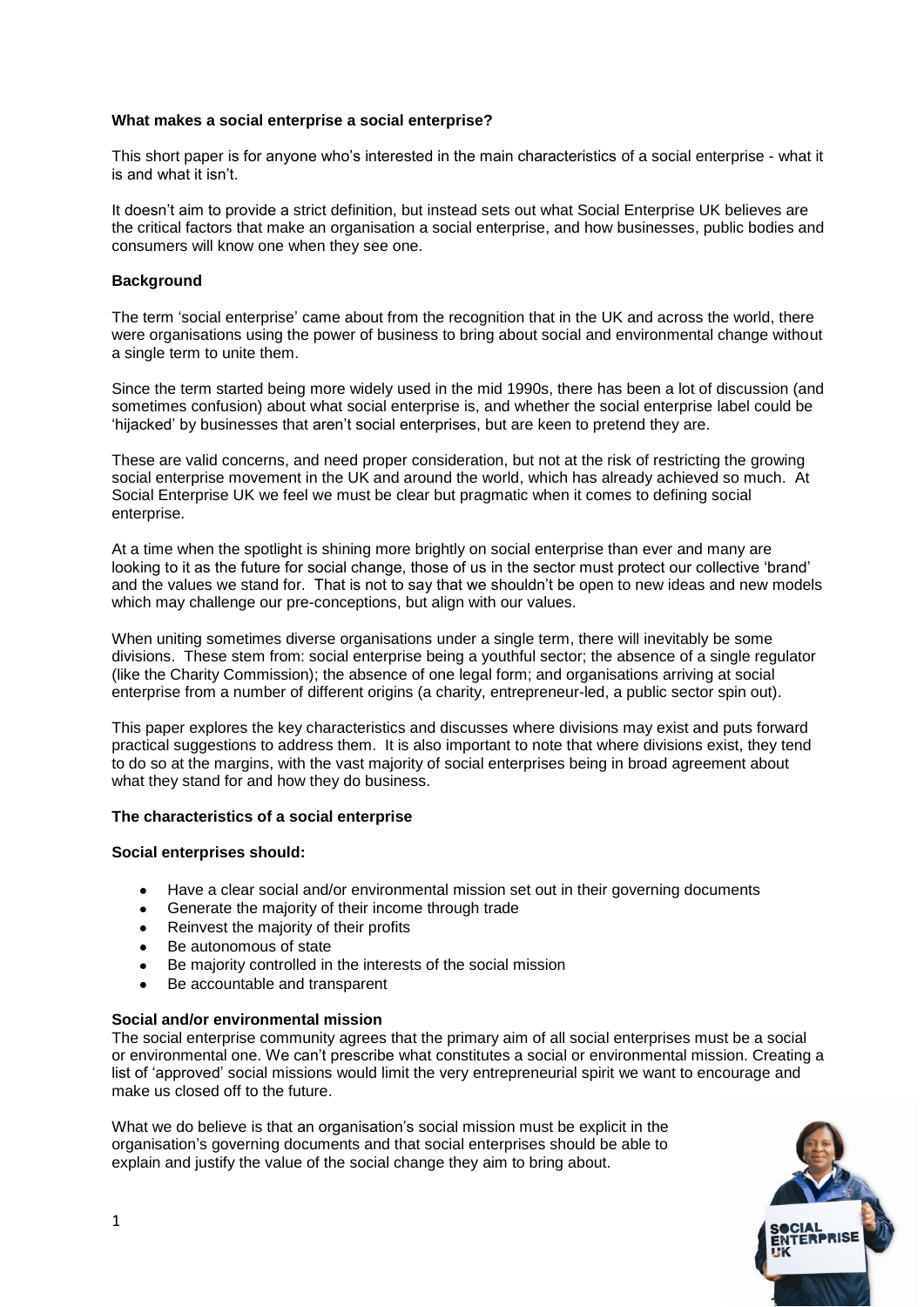**What makes a social enterprise a social enterprise?**

This short paper is for anyone who's interested in the main characteristics of a social enterprise - what it is and what it isn't.

It doesn't aim to provide a strict definition, but instead sets out what Social Enterprise UK believes are the critical factors that make an organisation a social enterprise, and how businesses, public bodies and consumers will know one when they see one.

**Background**

The term 'social enterprise' came about from the recognition that in the UK and across the world, there were organisations using the power of business to bring about social and environmental change without a single term to unite them.

Since the term started being more widely used in the mid 1990s, there has been a lot of discussion (and sometimes confusion) about what social enterprise is, and whether the social enterprise label could be 'hijacked' by businesses that aren't social enterprises, but are keen to pretend they are.

These are valid concerns, and need proper consideration, but not at the risk of restricting the growing social enterprise movement in the UK and around the world, which has already achieved so much. At Social Enterprise UK we feel we must be clear but pragmatic when it comes to defining social enterprise.

At a time when the spotlight is shining more brightly on social enterprise than ever and many are looking to it as the future for social change, those of us in the sector must protect our collective 'brand' and the values we stand for. That is not to say that we shouldn't be open to new ideas and new models which may challenge our pre-conceptions, but align with our values.

When uniting sometimes diverse organisations under a single term, there will inevitably be some divisions. These stem from: social enterprise being a youthful sector; the absence of a single regulator (like the Charity Commission); the absence of one legal form; and organisations arriving at social enterprise from a number of different origins (a charity, entrepreneur-led, a public sector spin out).

This paper explores the key characteristics and discusses where divisions may exist and puts forward practical suggestions to address them. It is also important to note that where divisions exist, they tend to do so at the margins, with the vast majority of social enterprises being in broad agreement about what they stand for and how they do business.

**The characteristics of a social enterprise**

**Social enterprises should:**

- Have a clear social and/or environmental mission set out in their governing documents
- Generate the majority of their income through trade
- Reinvest the majority of their profits
- Be autonomous of state
- Be majority controlled in the interests of the social mission
- Be accountable and transparent

**Social and/or environmental mission**

The social enterprise community agrees that the primary aim of all social enterprises must be a social or environmental one. We can't prescribe what constitutes a social or environmental mission. Creating a list of 'approved' social missions would limit the very entrepreneurial spirit we want to encourage and make us closed off to the future.

What we do believe is that an organisation's social mission must be explicit in the organisation's governing documents and that social enterprises should be able to explain and justify the value of the social change they aim to bring about.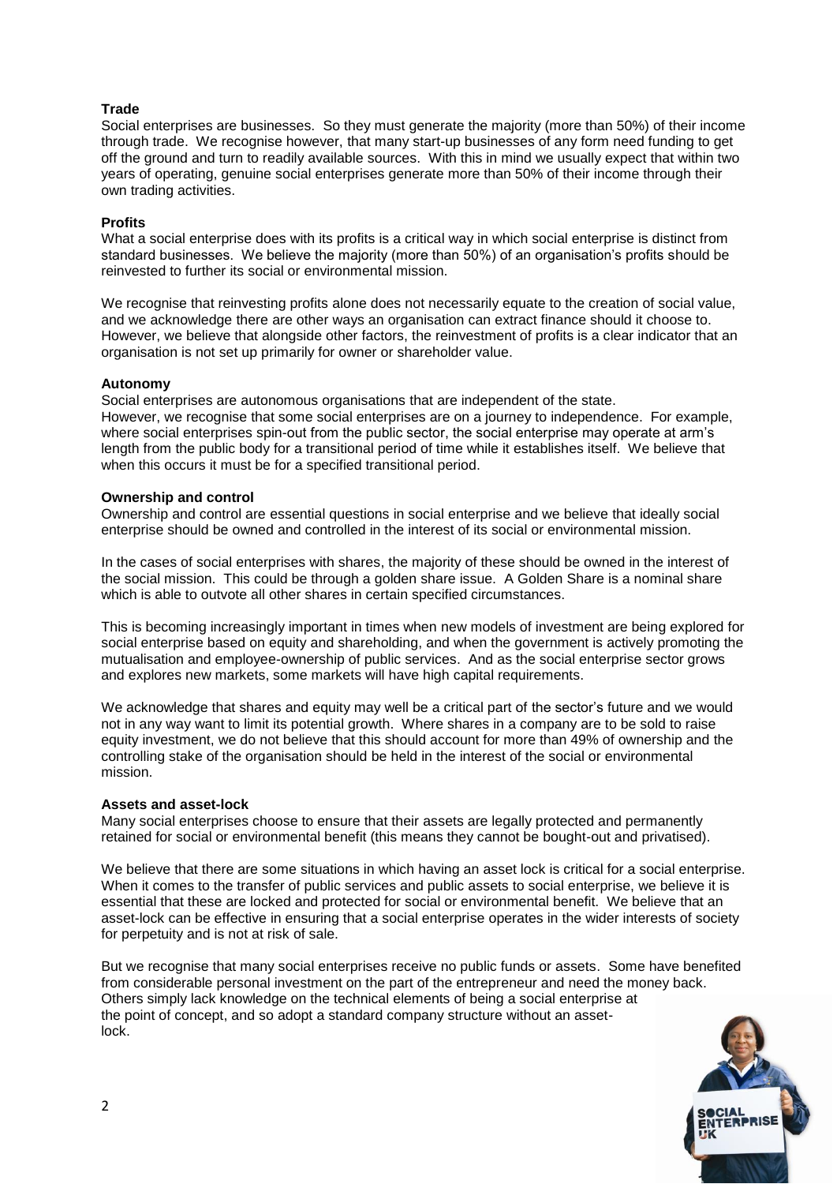**Trade**

Social enterprises are businesses. So they must generate the majority (more than 50%) of their income through trade. We recognise however, that many start-up businesses of any form need funding to get off the ground and turn to readily available sources. With this in mind we usually expect that within two years of operating, genuine social enterprises generate more than 50% of their income through their own trading activities.

**Profits**

What a social enterprise does with its profits is a critical way in which social enterprise is distinct from standard businesses. We believe the majority (more than 50%) of an organisation's profits should be reinvested to further its social or environmental mission.

We recognise that reinvesting profits alone does not necessarily equate to the creation of social value, and we acknowledge there are other ways an organisation can extract finance should it choose to. However, we believe that alongside other factors, the reinvestment of profits is a clear indicator that an organisation is not set up primarily for owner or shareholder value.

**Autonomy**

Social enterprises are autonomous organisations that are independent of the state.
However, we recognise that some social enterprises are on a journey to independence. For example, where social enterprises spin-out from the public sector, the social enterprise may operate at arm's length from the public body for a transitional period of time while it establishes itself. We believe that when this occurs it must be for a specified transitional period.

**Ownership and control**

Ownership and control are essential questions in social enterprise and we believe that ideally social enterprise should be owned and controlled in the interest of its social or environmental mission.

In the cases of social enterprises with shares, the majority of these should be owned in the interest of the social mission. This could be through a golden share issue. A Golden Share is a nominal share which is able to outvote all other shares in certain specified circumstances.

This is becoming increasingly important in times when new models of investment are being explored for social enterprise based on equity and shareholding, and when the government is actively promoting the mutualisation and employee-ownership of public services. And as the social enterprise sector grows and explores new markets, some markets will have high capital requirements.

We acknowledge that shares and equity may well be a critical part of the sector's future and we would not in any way want to limit its potential growth. Where shares in a company are to be sold to raise equity investment, we do not believe that this should account for more than 49% of ownership and the controlling stake of the organisation should be held in the interest of the social or environmental mission.

**Assets and asset-lock**

Many social enterprises choose to ensure that their assets are legally protected and permanently retained for social or environmental benefit (this means they cannot be bought-out and privatised).

We believe that there are some situations in which having an asset lock is critical for a social enterprise. When it comes to the transfer of public services and public assets to social enterprise, we believe it is essential that these are locked and protected for social or environmental benefit. We believe that an asset-lock can be effective in ensuring that a social enterprise operates in the wider interests of society for perpetuity and is not at risk of sale.

But we recognise that many social enterprises receive no public funds or assets. Some have benefited from considerable personal investment on the part of the entrepreneur and need the money back. Others simply lack knowledge on the technical elements of being a social enterprise at the point of concept, and so adopt a standard company structure without an asset-lock.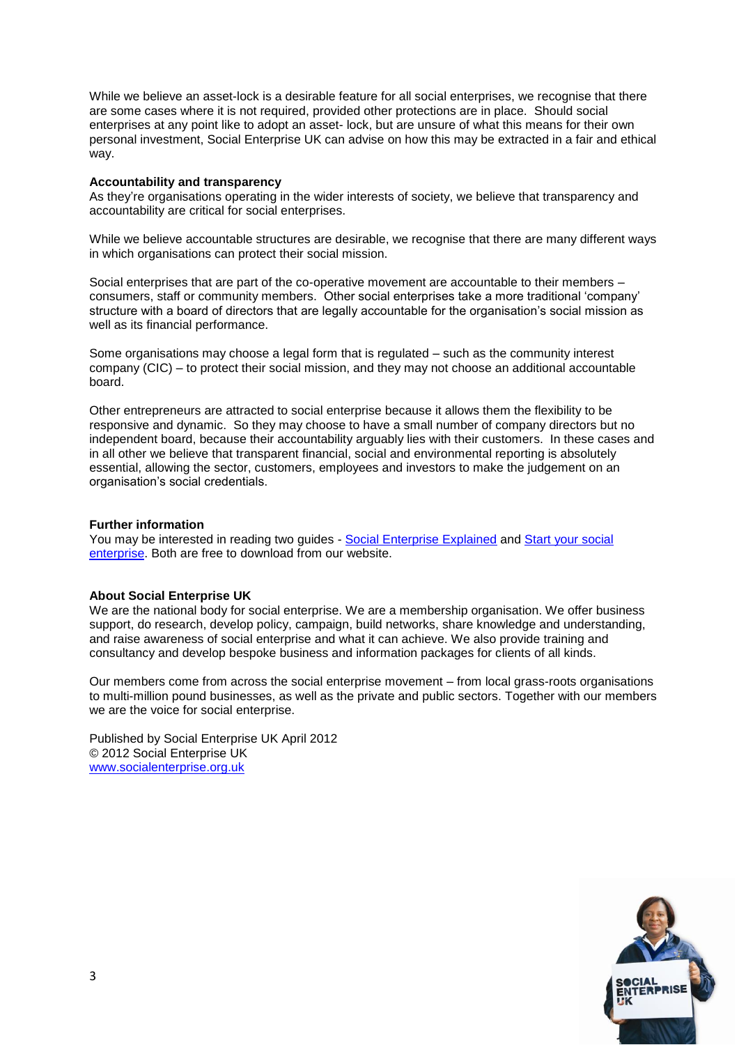While we believe an asset-lock is a desirable feature for all social enterprises, we recognise that there are some cases where it is not required, provided other protections are in place. Should social enterprises at any point like to adopt an asset- lock, but are unsure of what this means for their own personal investment, Social Enterprise UK can advise on how this may be extracted in a fair and ethical way.

**Accountability and transparency**

As they're organisations operating in the wider interests of society, we believe that transparency and accountability are critical for social enterprises.

While we believe accountable structures are desirable, we recognise that there are many different ways in which organisations can protect their social mission.

Social enterprises that are part of the co-operative movement are accountable to their members – consumers, staff or community members. Other social enterprises take a more traditional 'company' structure with a board of directors that are legally accountable for the organisation's social mission as well as its financial performance.

Some organisations may choose a legal form that is regulated – such as the community interest company (CIC) – to protect their social mission, and they may not choose an additional accountable board.

Other entrepreneurs are attracted to social enterprise because it allows them the flexibility to be responsive and dynamic. So they may choose to have a small number of company directors but no independent board, because their accountability arguably lies with their customers. In these cases and in all other we believe that transparent financial, social and environmental reporting is absolutely essential, allowing the sector, customers, employees and investors to make the judgement on an organisation's social credentials.

**Further information**

You may be interested in reading two guides - Social Enterprise Explained and Start your social enterprise. Both are free to download from our website.

**About Social Enterprise UK**

We are the national body for social enterprise. We are a membership organisation. We offer business support, do research, develop policy, campaign, build networks, share knowledge and understanding, and raise awareness of social enterprise and what it can achieve. We also provide training and consultancy and develop bespoke business and information packages for clients of all kinds.

Our members come from across the social enterprise movement – from local grass-roots organisations to multi-million pound businesses, as well as the private and public sectors. Together with our members we are the voice for social enterprise.

Published by Social Enterprise UK April 2012
© 2012 Social Enterprise UK
www.socialenterprise.org.uk